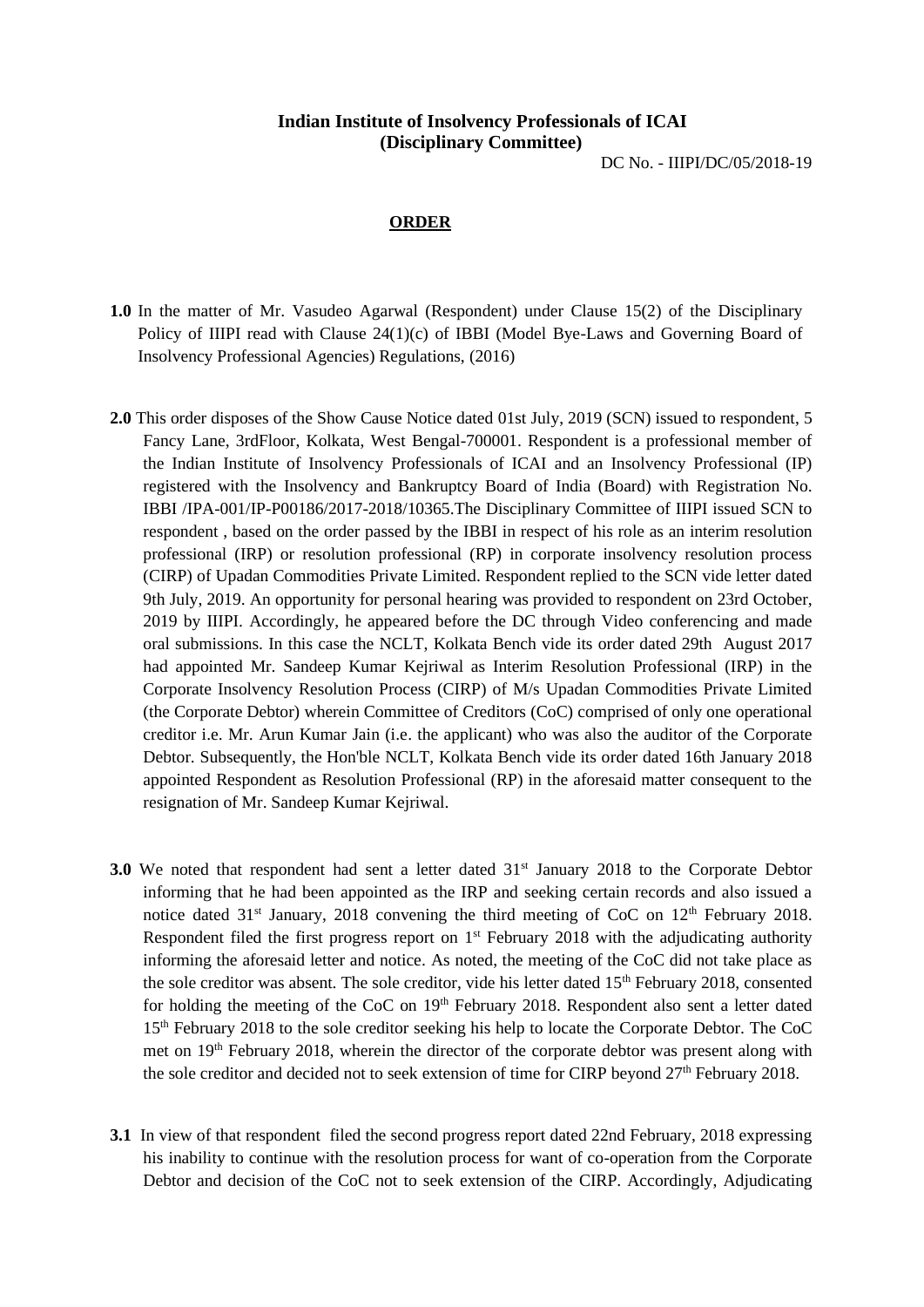**Indian Institute of Insolvency Professionals of ICAI**
**(Disciplinary Committee)**

DC No. - IIIPI/DC/05/2018-19

**ORDER**

**1.0** In the matter of Mr. Vasudeo Agarwal (Respondent) under Clause 15(2) of the Disciplinary Policy of IIIPI read with Clause 24(1)(c) of IBBI (Model Bye-Laws and Governing Board of Insolvency Professional Agencies) Regulations, (2016)

**2.0** This order disposes of the Show Cause Notice dated 01st July, 2019 (SCN) issued to respondent, 5 Fancy Lane, 3rdFloor, Kolkata, West Bengal-700001. Respondent is a professional member of the Indian Institute of Insolvency Professionals of ICAI and an Insolvency Professional (IP) registered with the Insolvency and Bankruptcy Board of India (Board) with Registration No. IBBI /IPA-001/IP-P00186/2017-2018/10365.The Disciplinary Committee of IIIPI issued SCN to respondent , based on the order passed by the IBBI in respect of his role as an interim resolution professional (IRP) or resolution professional (RP) in corporate insolvency resolution process (CIRP) of Upadan Commodities Private Limited. Respondent replied to the SCN vide letter dated 9th July, 2019. An opportunity for personal hearing was provided to respondent on 23rd October, 2019 by IIIPI. Accordingly, he appeared before the DC through Video conferencing and made oral submissions. In this case the NCLT, Kolkata Bench vide its order dated 29th August 2017 had appointed Mr. Sandeep Kumar Kejriwal as Interim Resolution Professional (IRP) in the Corporate Insolvency Resolution Process (CIRP) of M/s Upadan Commodities Private Limited (the Corporate Debtor) wherein Committee of Creditors (CoC) comprised of only one operational creditor i.e. Mr. Arun Kumar Jain (i.e. the applicant) who was also the auditor of the Corporate Debtor. Subsequently, the Hon'ble NCLT, Kolkata Bench vide its order dated 16th January 2018 appointed Respondent as Resolution Professional (RP) in the aforesaid matter consequent to the resignation of Mr. Sandeep Kumar Kejriwal.

**3.0** We noted that respondent had sent a letter dated 31st January 2018 to the Corporate Debtor informing that he had been appointed as the IRP and seeking certain records and also issued a notice dated 31st January, 2018 convening the third meeting of CoC on 12th February 2018. Respondent filed the first progress report on 1st February 2018 with the adjudicating authority informing the aforesaid letter and notice. As noted, the meeting of the CoC did not take place as the sole creditor was absent. The sole creditor, vide his letter dated 15th February 2018, consented for holding the meeting of the CoC on 19th February 2018. Respondent also sent a letter dated 15th February 2018 to the sole creditor seeking his help to locate the Corporate Debtor. The CoC met on 19th February 2018, wherein the director of the corporate debtor was present along with the sole creditor and decided not to seek extension of time for CIRP beyond 27th February 2018.

**3.1** In view of that respondent filed the second progress report dated 22nd February, 2018 expressing his inability to continue with the resolution process for want of co-operation from the Corporate Debtor and decision of the CoC not to seek extension of the CIRP. Accordingly, Adjudicating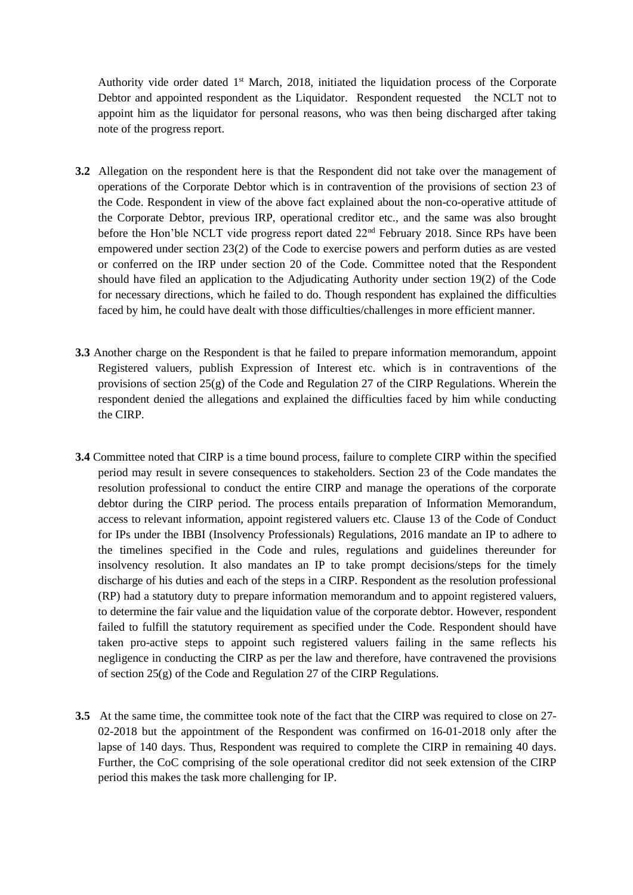Authority vide order dated 1st March, 2018, initiated the liquidation process of the Corporate Debtor and appointed respondent as the Liquidator. Respondent requested the NCLT not to appoint him as the liquidator for personal reasons, who was then being discharged after taking note of the progress report.

**3.2** Allegation on the respondent here is that the Respondent did not take over the management of operations of the Corporate Debtor which is in contravention of the provisions of section 23 of the Code. Respondent in view of the above fact explained about the non-co-operative attitude of the Corporate Debtor, previous IRP, operational creditor etc., and the same was also brought before the Hon'ble NCLT vide progress report dated 22nd February 2018. Since RPs have been empowered under section 23(2) of the Code to exercise powers and perform duties as are vested or conferred on the IRP under section 20 of the Code. Committee noted that the Respondent should have filed an application to the Adjudicating Authority under section 19(2) of the Code for necessary directions, which he failed to do. Though respondent has explained the difficulties faced by him, he could have dealt with those difficulties/challenges in more efficient manner.

**3.3** Another charge on the Respondent is that he failed to prepare information memorandum, appoint Registered valuers, publish Expression of Interest etc. which is in contraventions of the provisions of section 25(g) of the Code and Regulation 27 of the CIRP Regulations. Wherein the respondent denied the allegations and explained the difficulties faced by him while conducting the CIRP.

**3.4** Committee noted that CIRP is a time bound process, failure to complete CIRP within the specified period may result in severe consequences to stakeholders. Section 23 of the Code mandates the resolution professional to conduct the entire CIRP and manage the operations of the corporate debtor during the CIRP period. The process entails preparation of Information Memorandum, access to relevant information, appoint registered valuers etc. Clause 13 of the Code of Conduct for IPs under the IBBI (Insolvency Professionals) Regulations, 2016 mandate an IP to adhere to the timelines specified in the Code and rules, regulations and guidelines thereunder for insolvency resolution. It also mandates an IP to take prompt decisions/steps for the timely discharge of his duties and each of the steps in a CIRP. Respondent as the resolution professional (RP) had a statutory duty to prepare information memorandum and to appoint registered valuers, to determine the fair value and the liquidation value of the corporate debtor. However, respondent failed to fulfill the statutory requirement as specified under the Code. Respondent should have taken pro-active steps to appoint such registered valuers failing in the same reflects his negligence in conducting the CIRP as per the law and therefore, have contravened the provisions of section 25(g) of the Code and Regulation 27 of the CIRP Regulations.

**3.5** At the same time, the committee took note of the fact that the CIRP was required to close on 27-02-2018 but the appointment of the Respondent was confirmed on 16-01-2018 only after the lapse of 140 days. Thus, Respondent was required to complete the CIRP in remaining 40 days. Further, the CoC comprising of the sole operational creditor did not seek extension of the CIRP period this makes the task more challenging for IP.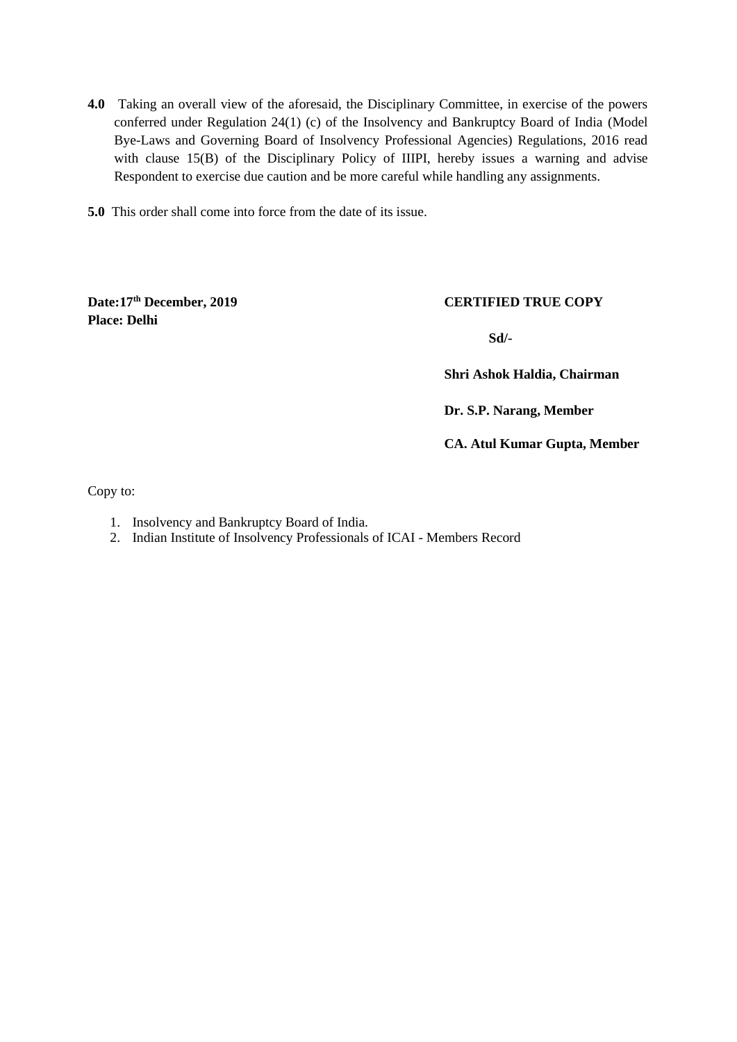**4.0** Taking an overall view of the aforesaid, the Disciplinary Committee, in exercise of the powers conferred under Regulation 24(1) (c) of the Insolvency and Bankruptcy Board of India (Model Bye-Laws and Governing Board of Insolvency Professional Agencies) Regulations, 2016 read with clause 15(B) of the Disciplinary Policy of IIIPI, hereby issues a warning and advise Respondent to exercise due caution and be more careful while handling any assignments.

**5.0** This order shall come into force from the date of its issue.

**Date:17th December, 2019**
**Place: Delhi**

**CERTIFIED TRUE COPY**

**Sd/-**

**Shri Ashok Haldia, Chairman**

**Dr. S.P. Narang, Member**

**CA. Atul Kumar Gupta, Member**

Copy to:

1. Insolvency and Bankruptcy Board of India.
2. Indian Institute of Insolvency Professionals of ICAI - Members Record